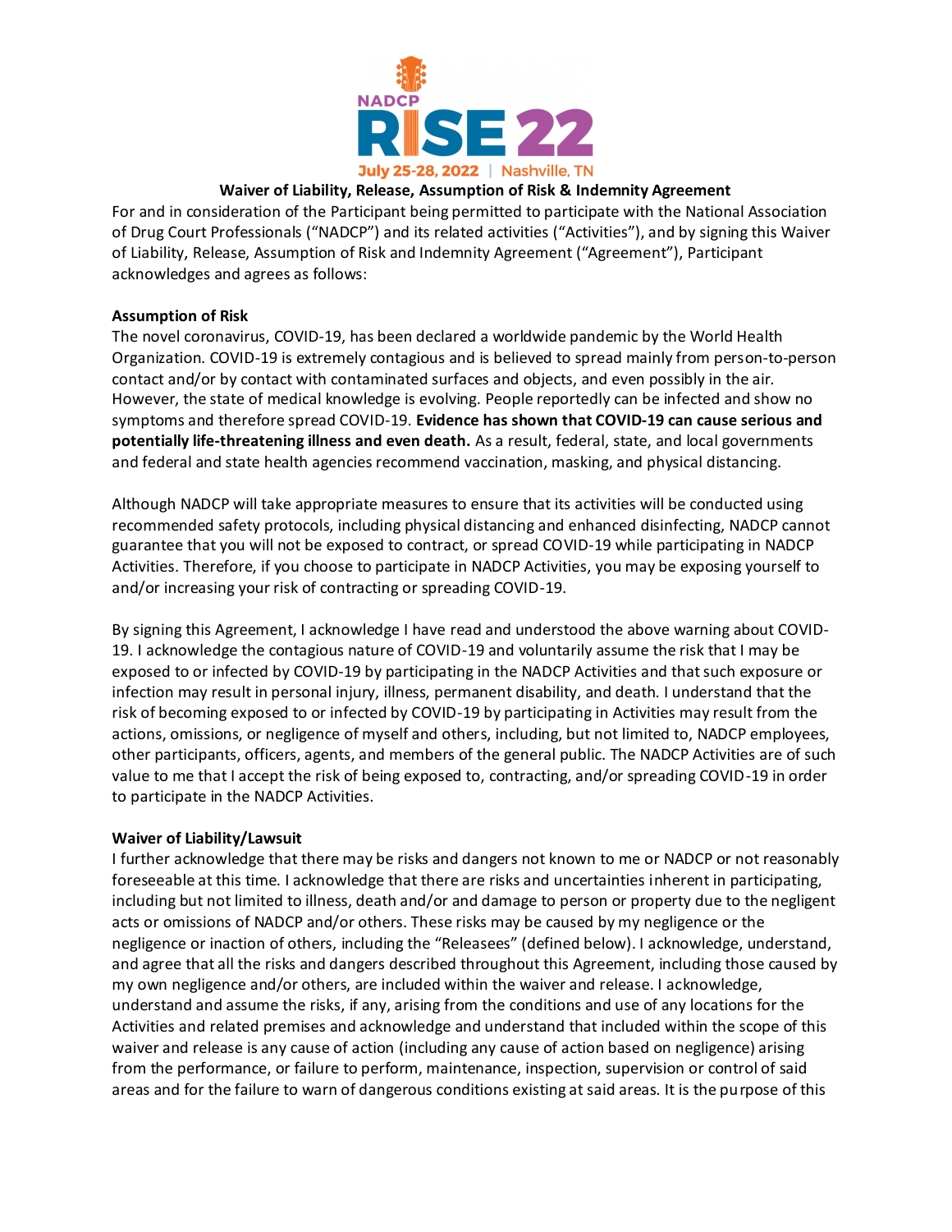NADCP

RISE 22

July 25-28, 2022 | Nashville, TN

**Waiver of Liability, Release, Assumption of Risk & Indemnity Agreement**

For and in consideration of the Participant being permitted to participate with the National Association of Drug Court Professionals ("NADCP") and its related activities ("Activities"), and by signing this Waiver of Liability, Release, Assumption of Risk and Indemnity Agreement ("Agreement"), Participant acknowledges and agrees as follows:

**Assumption of Risk**

The novel coronavirus, COVID-19, has been declared a worldwide pandemic by the World Health Organization. COVID-19 is extremely contagious and is believed to spread mainly from person-to-person contact and/or by contact with contaminated surfaces and objects, and even possibly in the air. However, the state of medical knowledge is evolving. People reportedly can be infected and show no symptoms and therefore spread COVID-19. **Evidence has shown that COVID-19 can cause serious and potentially life-threatening illness and even death.** As a result, federal, state, and local governments and federal and state health agencies recommend vaccination, masking, and physical distancing.

Although NADCP will take appropriate measures to ensure that its activities will be conducted using recommended safety protocols, including physical distancing and enhanced disinfecting, NADCP cannot guarantee that you will not be exposed to contract, or spread COVID-19 while participating in NADCP Activities. Therefore, if you choose to participate in NADCP Activities, you may be exposing yourself to and/or increasing your risk of contracting or spreading COVID-19.

By signing this Agreement, I acknowledge I have read and understood the above warning about COVID-19. I acknowledge the contagious nature of COVID-19 and voluntarily assume the risk that I may be exposed to or infected by COVID-19 by participating in the NADCP Activities and that such exposure or infection may result in personal injury, illness, permanent disability, and death. I understand that the risk of becoming exposed to or infected by COVID-19 by participating in Activities may result from the actions, omissions, or negligence of myself and others, including, but not limited to, NADCP employees, other participants, officers, agents, and members of the general public. The NADCP Activities are of such value to me that I accept the risk of being exposed to, contracting, and/or spreading COVID-19 in order to participate in the NADCP Activities.

**Waiver of Liability/Lawsuit**

I further acknowledge that there may be risks and dangers not known to me or NADCP or not reasonably foreseeable at this time. I acknowledge that there are risks and uncertainties inherent in participating, including but not limited to, illness, death and/or and damage to person or property due to the negligent acts or omissions of NADCP and/or others. These risks may be caused by my negligence or the negligence or inaction of others, including the "Releasees" (defined below). I acknowledge, understand, and agree that all the risks and dangers described throughout this Agreement, including those caused by my own negligence and/or others, are included within the waiver and release. I acknowledge, understand and assume the risks, if any, arising from the conditions and use of any locations for the Activities and related premises and acknowledge and understand that included within the scope of this waiver and release is any cause of action (including any cause of action based on negligence) arising from the performance, or failure to perform, maintenance, inspection, supervision or control of said areas and for the failure to warn of dangerous conditions existing at said areas. It is the purpose of this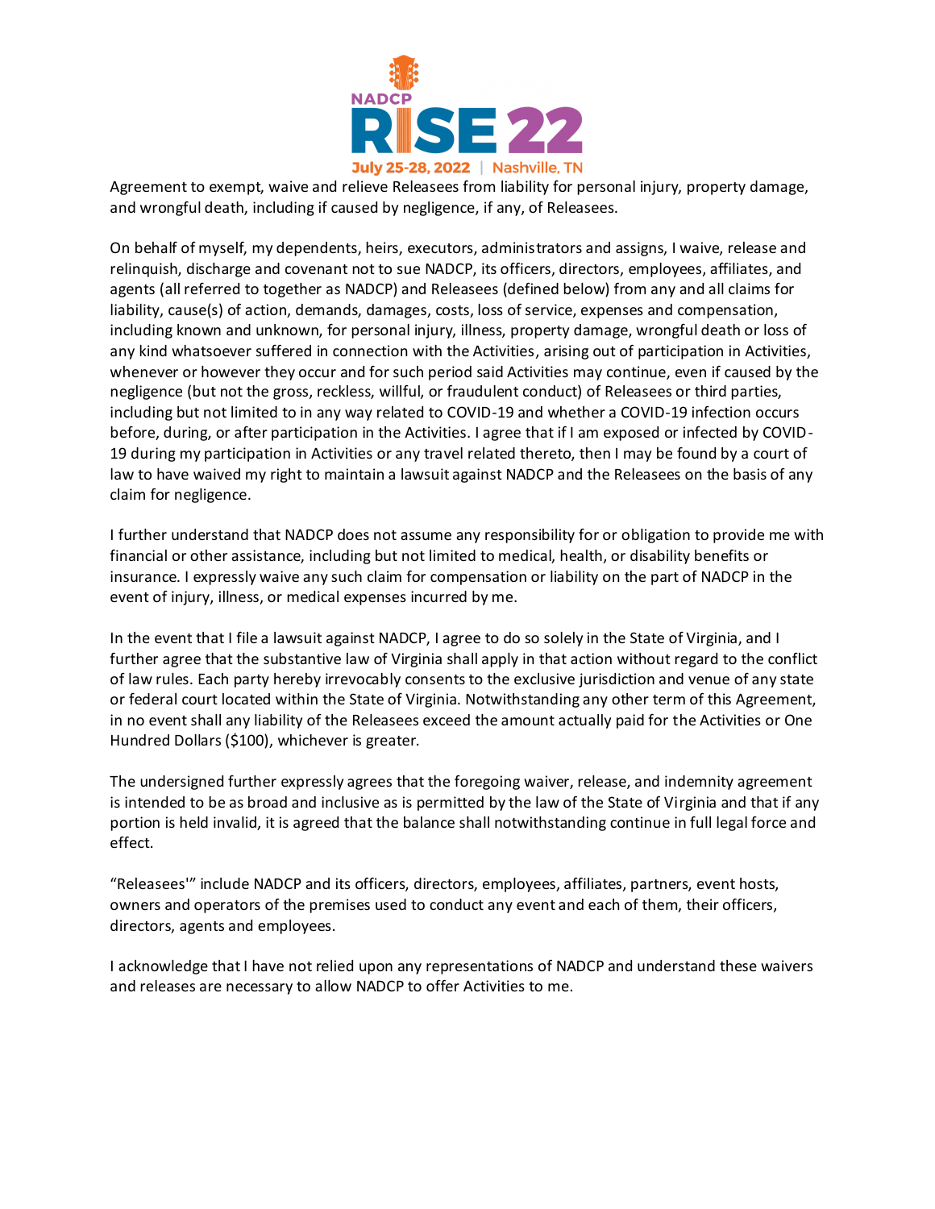Agreement to exempt, waive and relieve Releasees from liability for personal injury, property damage, and wrongful death, including if caused by negligence, if any, of Releasees.

On behalf of myself, my dependents, heirs, executors, administrators and assigns, I waive, release and relinquish, discharge and covenant not to sue NADCP, its officers, directors, employees, affiliates, and agents (all referred to together as NADCP) and Releasees (defined below) from any and all claims for liability, cause(s) of action, demands, damages, costs, loss of service, expenses and compensation, including known and unknown, for personal injury, illness, property damage, wrongful death or loss of any kind whatsoever suffered in connection with the Activities, arising out of participation in Activities, whenever or however they occur and for such period said Activities may continue, even if caused by the negligence (but not the gross, reckless, willful, or fraudulent conduct) of Releasees or third parties, including but not limited to in any way related to COVID-19 and whether a COVID-19 infection occurs before, during, or after participation in the Activities. I agree that if I am exposed or infected by COVID-19 during my participation in Activities or any travel related thereto, then I may be found by a court of law to have waived my right to maintain a lawsuit against NADCP and the Releasees on the basis of any claim for negligence.

I further understand that NADCP does not assume any responsibility for or obligation to provide me with financial or other assistance, including but not limited to medical, health, or disability benefits or insurance. I expressly waive any such claim for compensation or liability on the part of NADCP in the event of injury, illness, or medical expenses incurred by me.

In the event that I file a lawsuit against NADCP, I agree to do so solely in the State of Virginia, and I further agree that the substantive law of Virginia shall apply in that action without regard to the conflict of law rules. Each party hereby irrevocably consents to the exclusive jurisdiction and venue of any state or federal court located within the State of Virginia. Notwithstanding any other term of this Agreement, in no event shall any liability of the Releasees exceed the amount actually paid for the Activities or One Hundred Dollars ($100), whichever is greater.

The undersigned further expressly agrees that the foregoing waiver, release, and indemnity agreement is intended to be as broad and inclusive as is permitted by the law of the State of Virginia and that if any portion is held invalid, it is agreed that the balance shall notwithstanding continue in full legal force and effect.

"Releasees'" include NADCP and its officers, directors, employees, affiliates, partners, event hosts, owners and operators of the premises used to conduct any event and each of them, their officers, directors, agents and employees.

I acknowledge that I have not relied upon any representations of NADCP and understand these waivers and releases are necessary to allow NADCP to offer Activities to me.